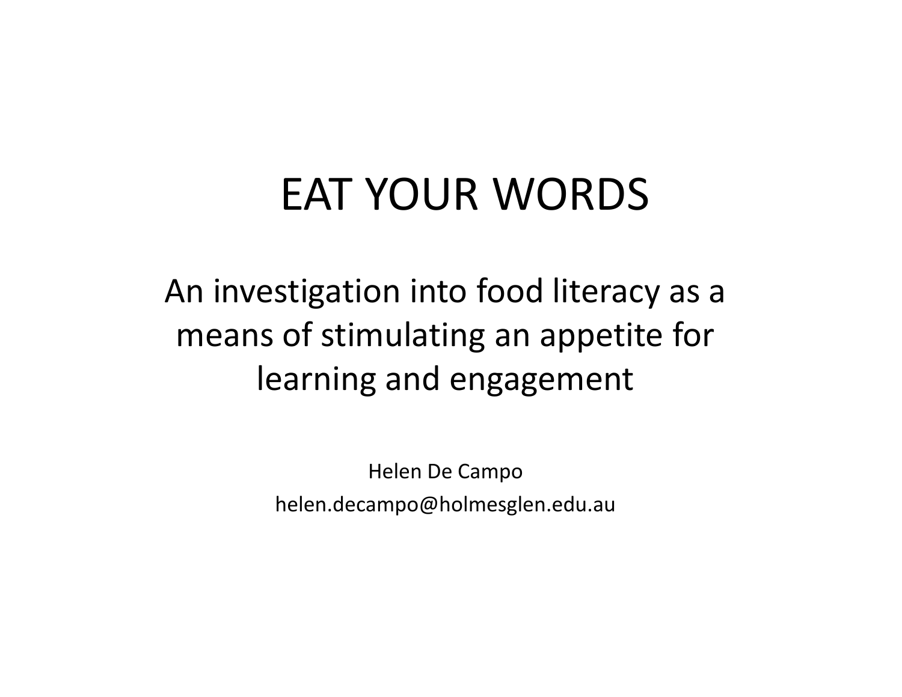# EAT YOUR WORDS

## An investigation into food literacy as a means of stimulating an appetite for learning and engagement

Helen De Campo

helen.decampo@holmesglen.edu.au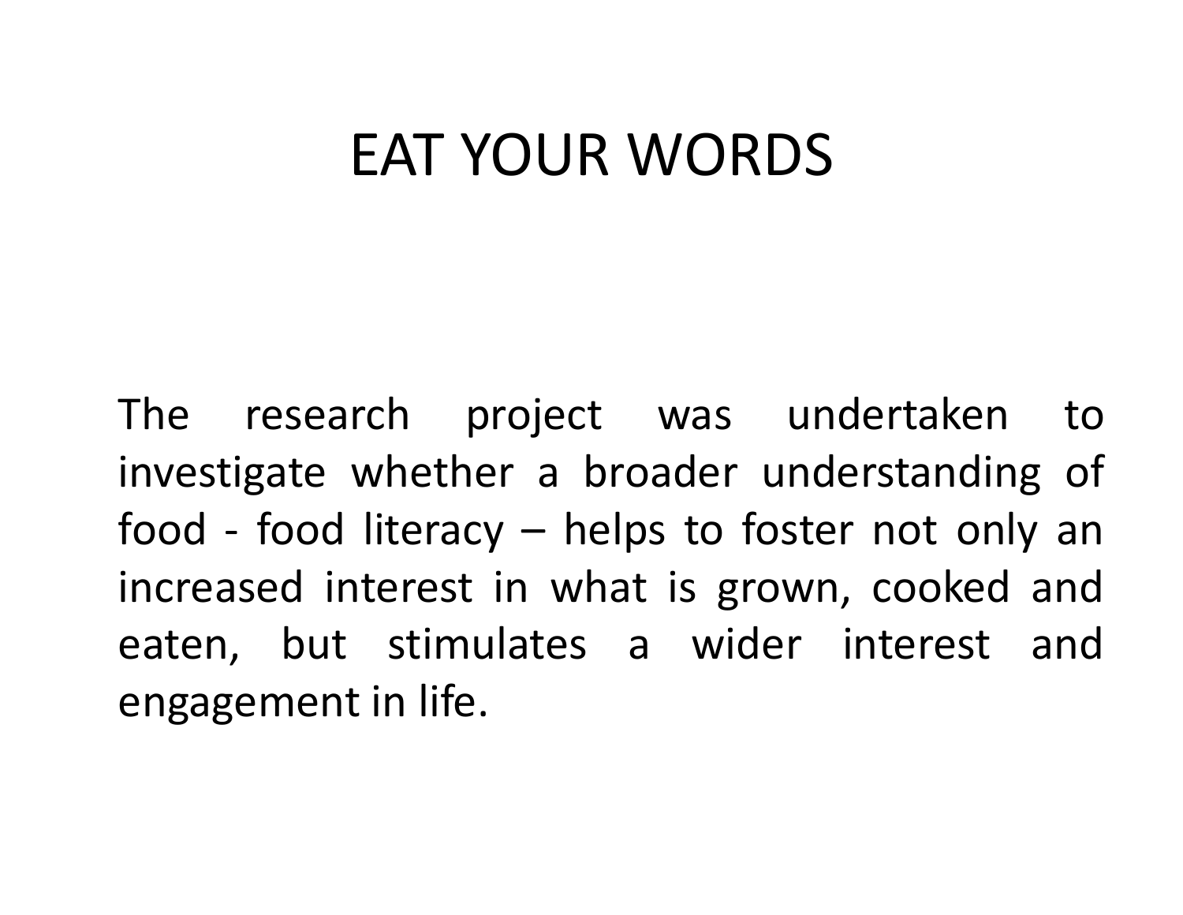# EAT YOUR WORDS

The research project was undertaken to investigate whether a broader understanding of food - food literacy – helps to foster not only an increased interest in what is grown, cooked and eaten, but stimulates a wider interest and engagement in life.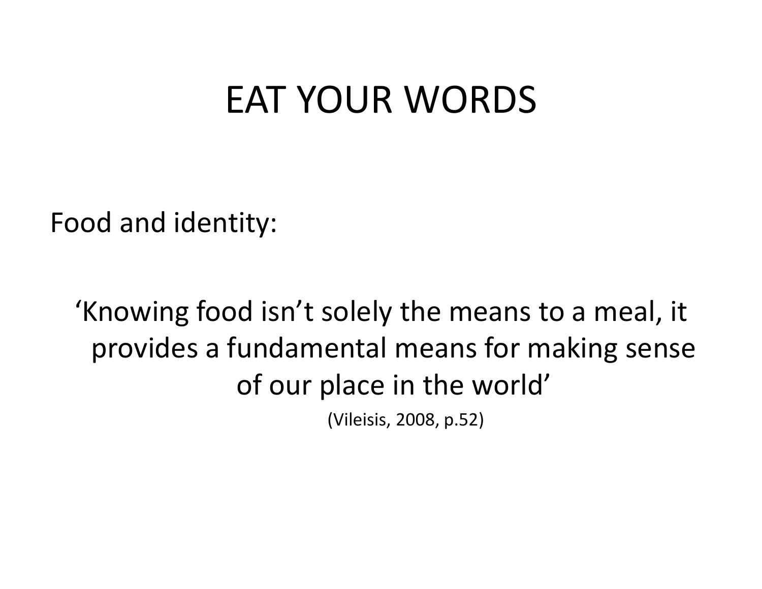# EAT YOUR WORDS

Food and identity:

> 'Knowing food isn't solely the means to a meal, it provides a fundamental means for making sense of our place in the world'
>
> (Vileisis, 2008, p.52)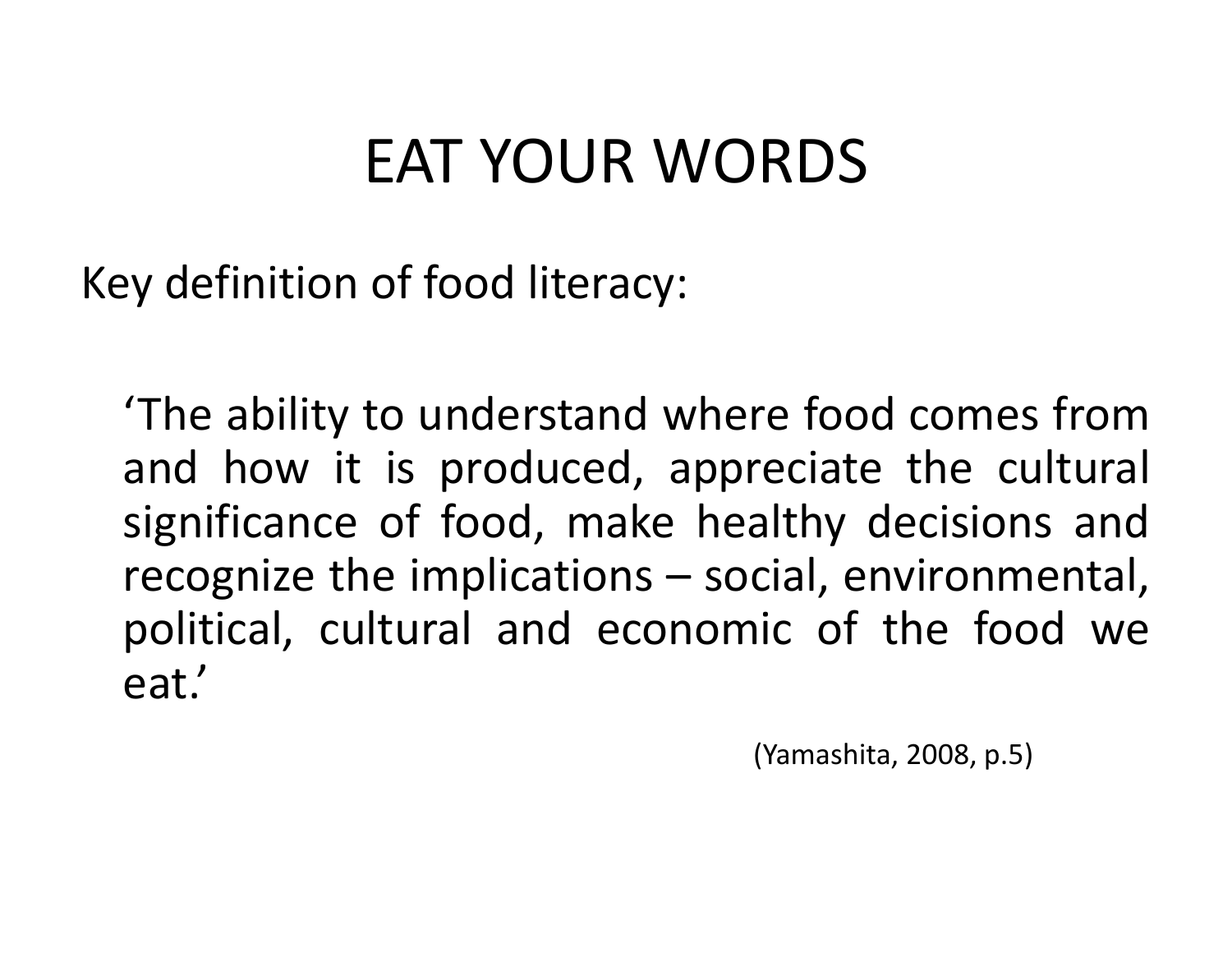# EAT YOUR WORDS

Key definition of food literacy:

> 'The ability to understand where food comes from and how it is produced, appreciate the cultural significance of food, make healthy decisions and recognize the implications – social, environmental, political, cultural and economic of the food we eat.'
>
> (Yamashita, 2008, p.5)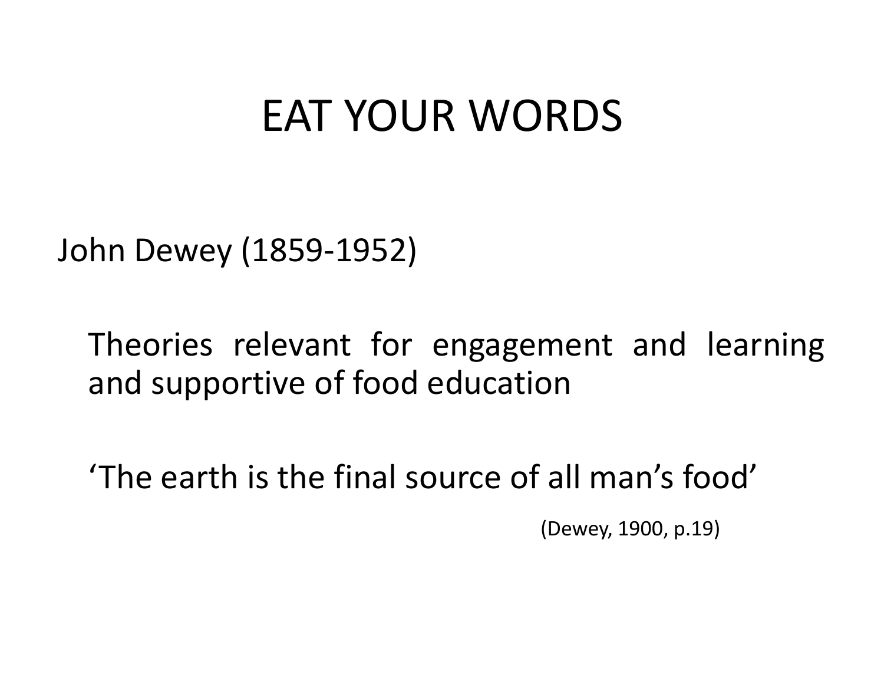# EAT YOUR WORDS

John Dewey (1859-1952)

Theories relevant for engagement and learning and supportive of food education

‘The earth is the final source of all man’s food’

(Dewey, 1900, p.19)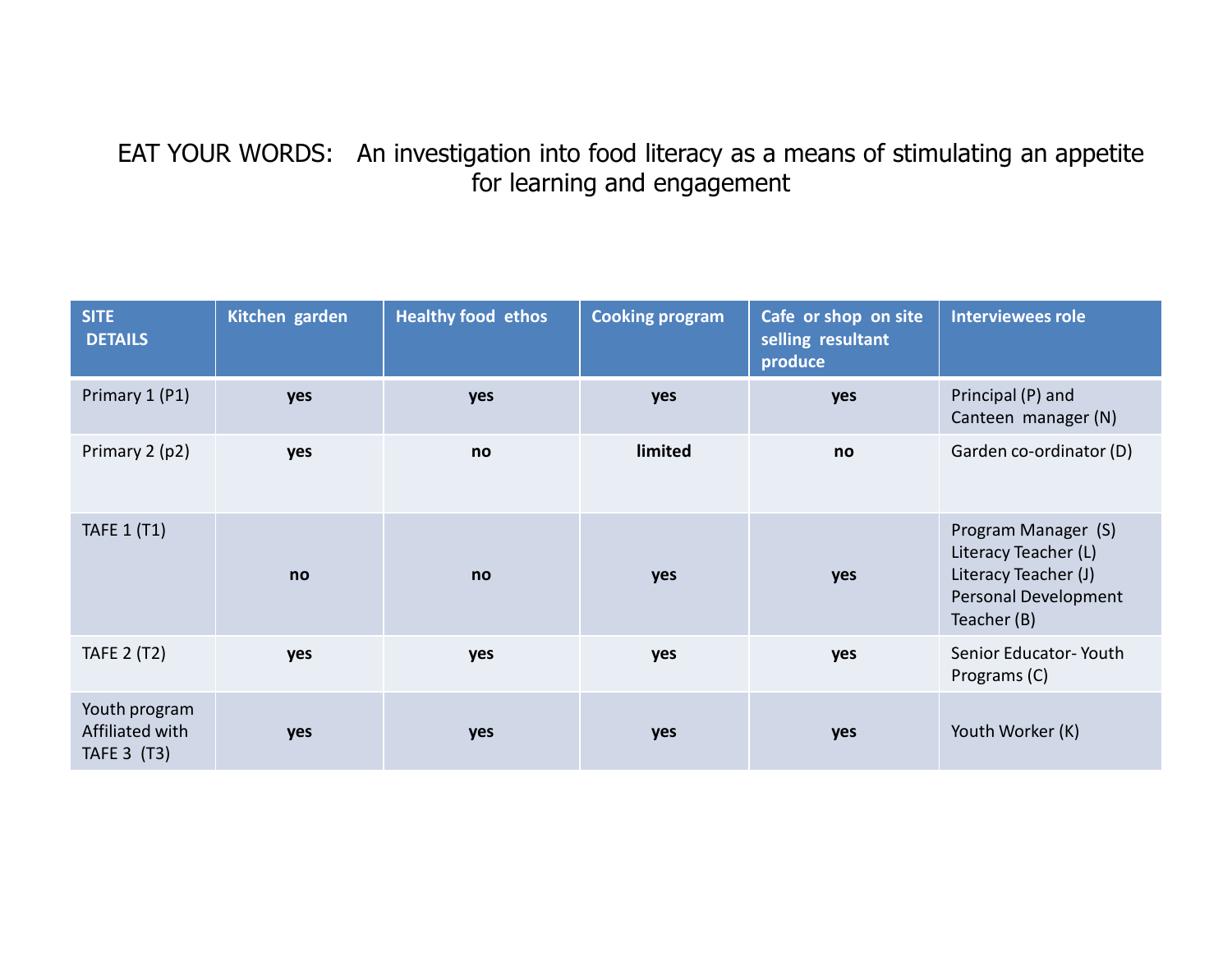# EAT YOUR WORDS: An investigation into food literacy as a means of stimulating an appetite for learning and engagement

| SITE DETAILS | Kitchen garden | Healthy food ethos | Cooking program | Cafe or shop on site selling resultant produce | Interviewees role |
|---|---|---|---|---|---|
| Primary 1 (P1) | **yes** | **yes** | **yes** | **yes** | Principal (P) and Canteen manager (N) |
| Primary 2 (p2) | **yes** | **no** | **limited** | **no** | Garden co-ordinator (D) |
| TAFE 1 (T1) | **no** | **no** | **yes** | **yes** | Program Manager (S)<br>Literacy Teacher (L)<br>Literacy Teacher (J)<br>Personal Development Teacher (B) |
| TAFE 2 (T2) | **yes** | **yes** | **yes** | **yes** | Senior Educator- Youth Programs (C) |
| Youth program Affiliated with TAFE 3 (T3) | **yes** | **yes** | **yes** | **yes** | Youth Worker (K) |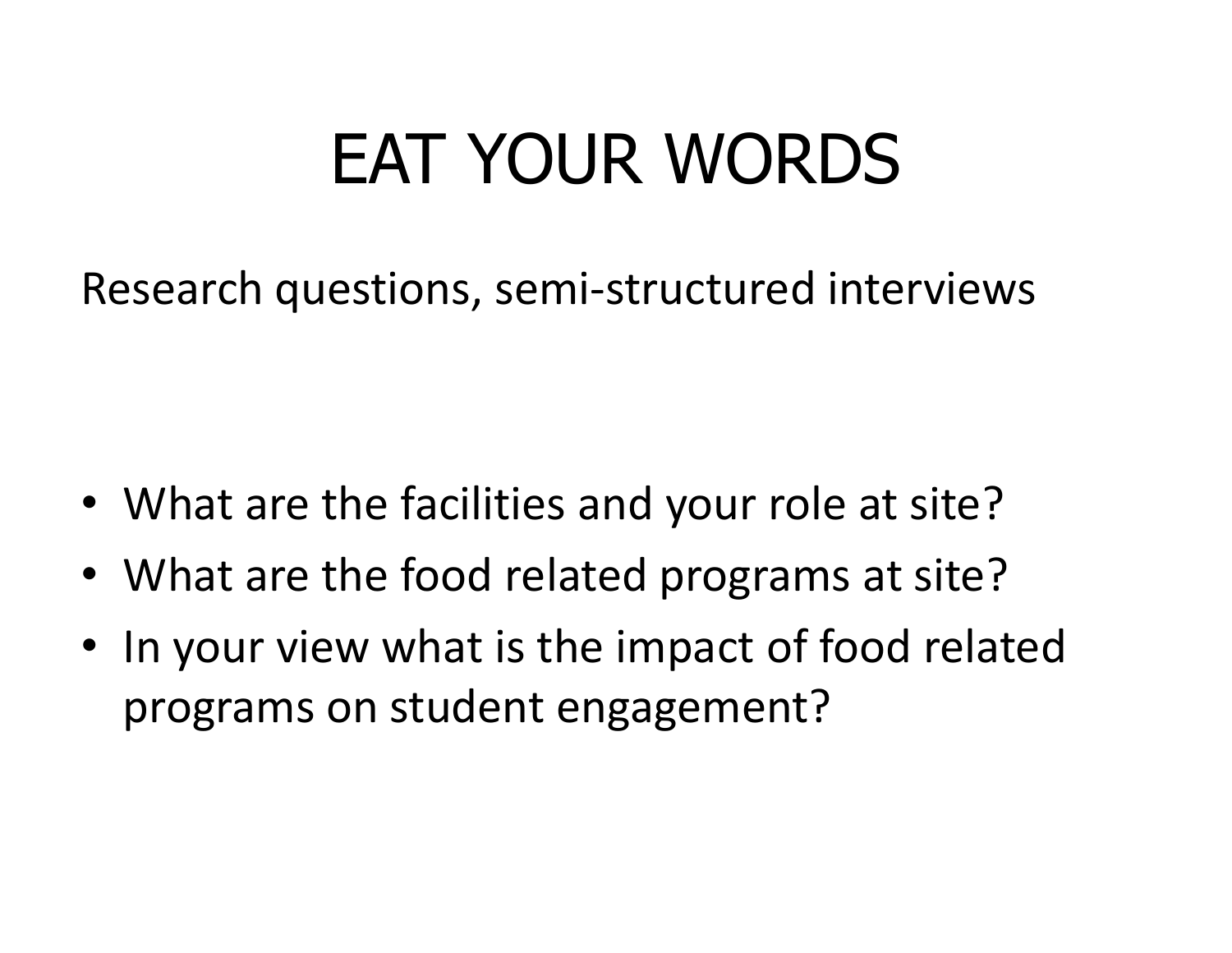# EAT YOUR WORDS

Research questions, semi-structured interviews

- What are the facilities and your role at site?
- What are the food related programs at site?
- In your view what is the impact of food related programs on student engagement?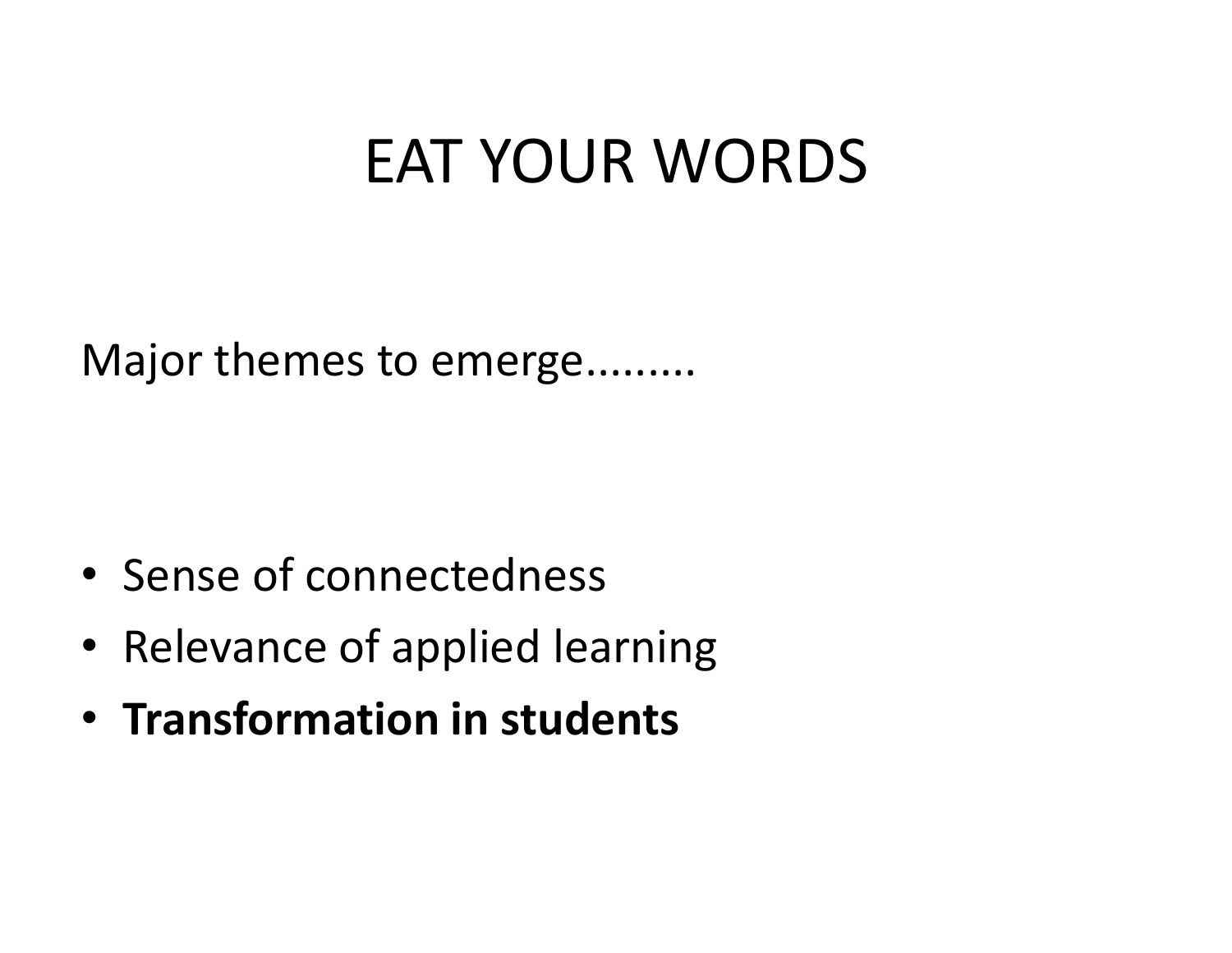# EAT YOUR WORDS

Major themes to emerge.........

- Sense of connectedness
- Relevance of applied learning
- **Transformation in students**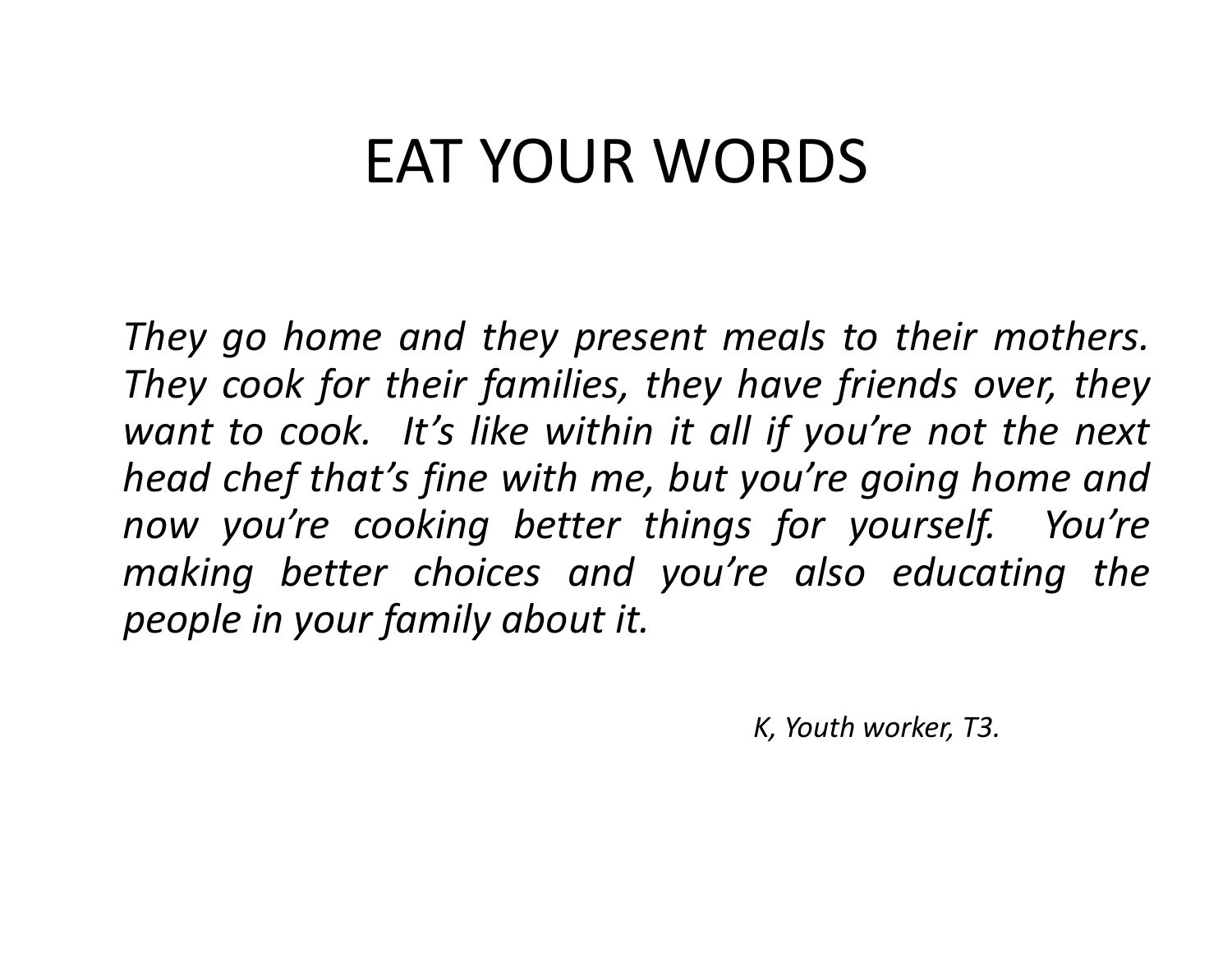# EAT YOUR WORDS

*They go home and they present meals to their mothers. They cook for their families, they have friends over, they want to cook. It's like within it all if you're not the next head chef that's fine with me, but you're going home and now you're cooking better things for yourself. You're making better choices and you're also educating the people in your family about it.*

*K, Youth worker, T3.*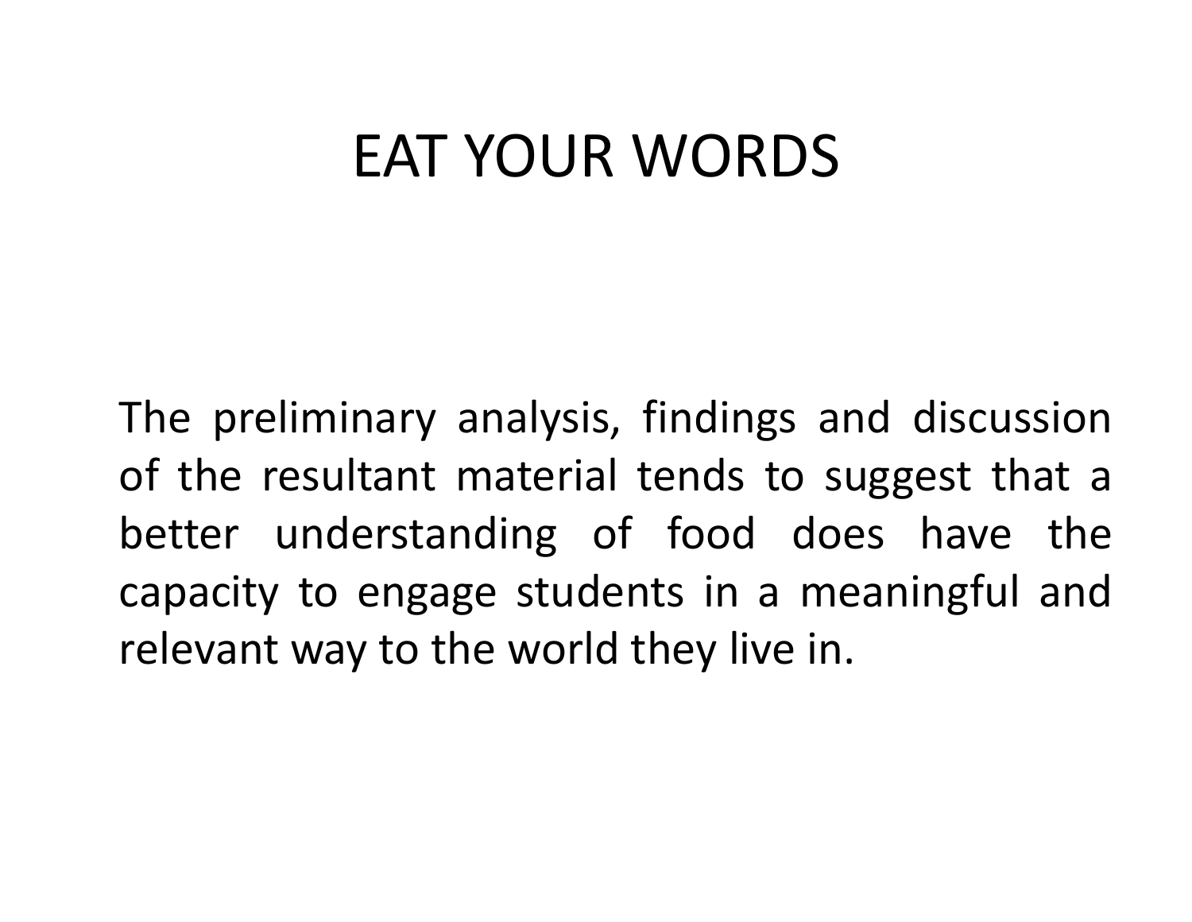# EAT YOUR WORDS

The preliminary analysis, findings and discussion of the resultant material tends to suggest that a better understanding of food does have the capacity to engage students in a meaningful and relevant way to the world they live in.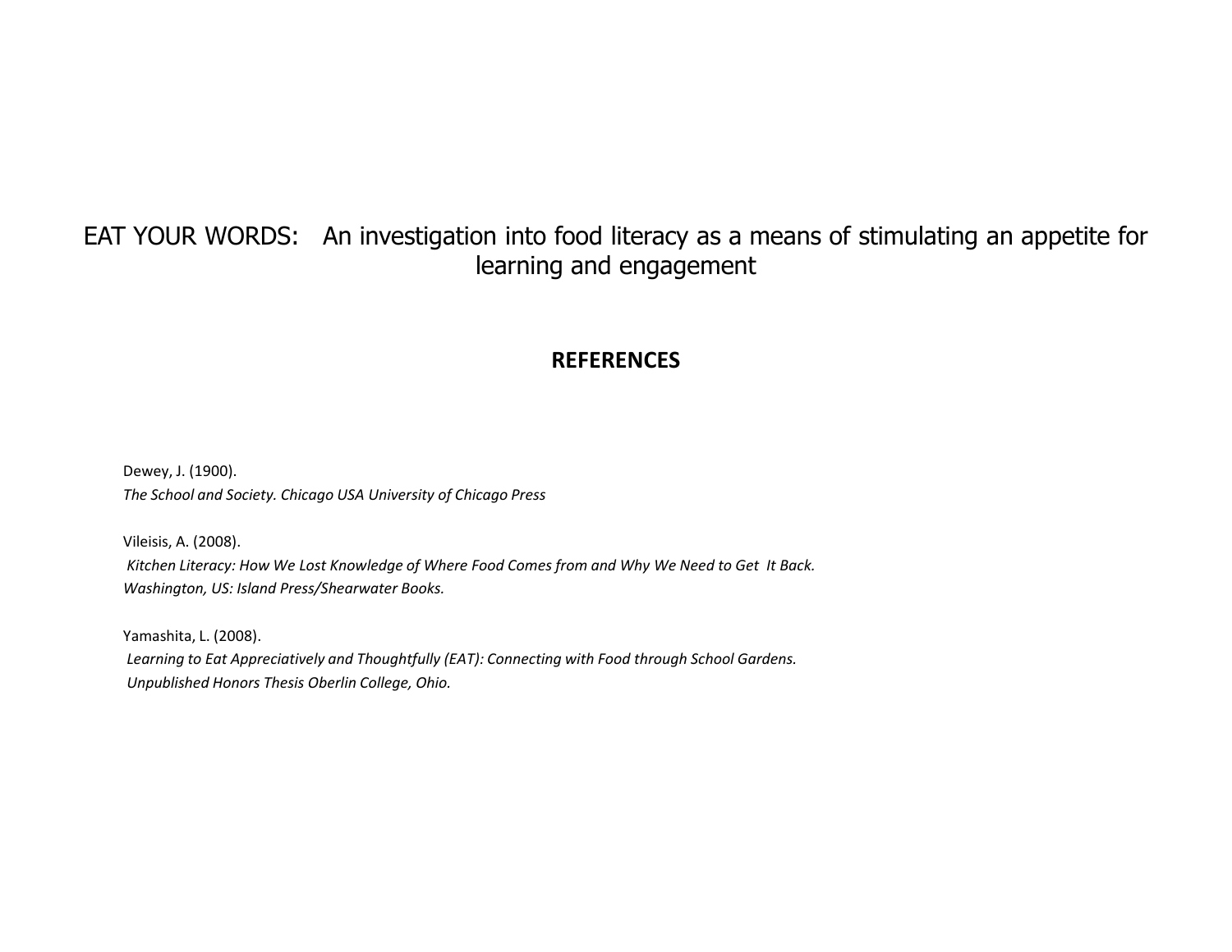# EAT YOUR WORDS: An investigation into food literacy as a means of stimulating an appetite for learning and engagement

## REFERENCES

Dewey, J. (1900).
*The School and Society. Chicago USA University of Chicago Press*

Vileisis, A. (2008).
*Kitchen Literacy: How We Lost Knowledge of Where Food Comes from and Why We Need to Get It Back. Washington, US: Island Press/Shearwater Books.*

Yamashita, L. (2008).
*Learning to Eat Appreciatively and Thoughtfully (EAT): Connecting with Food through School Gardens. Unpublished Honors Thesis Oberlin College, Ohio.*